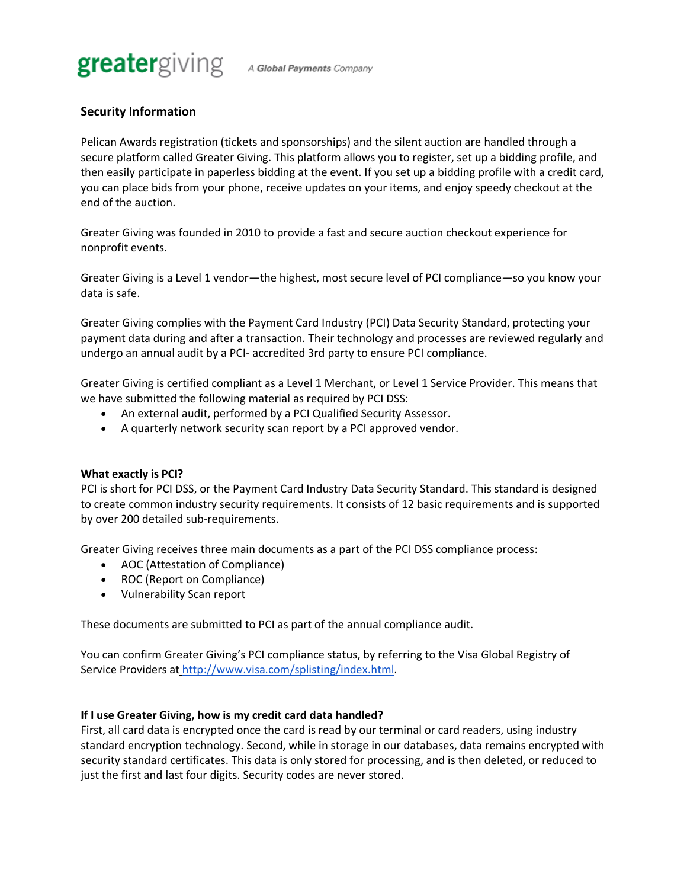greatergiving A Global Payments Company

## Security Information

Pelican Awards registration (tickets and sponsorships) and the silent auction are handled through a secure platform called Greater Giving. This platform allows you to register, set up a bidding profile, and then easily participate in paperless bidding at the event. If you set up a bidding profile with a credit card, you can place bids from your phone, receive updates on your items, and enjoy speedy checkout at the end of the auction.

Greater Giving was founded in 2010 to provide a fast and secure auction checkout experience for nonprofit events.

Greater Giving is a Level 1 vendor—the highest, most secure level of PCI compliance—so you know your data is safe.

Greater Giving complies with the Payment Card Industry (PCI) Data Security Standard, protecting your payment data during and after a transaction. Their technology and processes are reviewed regularly and undergo an annual audit by a PCI- accredited 3rd party to ensure PCI compliance.

Greater Giving is certified compliant as a Level 1 Merchant, or Level 1 Service Provider. This means that we have submitted the following material as required by PCI DSS:

- An external audit, performed by a PCI Qualified Security Assessor.
- A quarterly network security scan report by a PCI approved vendor.

### What exactly is PCI?

PCI is short for PCI DSS, or the Payment Card Industry Data Security Standard. This standard is designed to create common industry security requirements. It consists of 12 basic requirements and is supported by over 200 detailed sub-requirements.

Greater Giving receives three main documents as a part of the PCI DSS compliance process:

- AOC (Attestation of Compliance)
- ROC (Report on Compliance)
- Vulnerability Scan report

These documents are submitted to PCI as part of the annual compliance audit.

You can confirm Greater Giving's PCI compliance status, by referring to the Visa Global Registry of Service Providers at http://www.visa.com/splisting/index.html.

### If I use Greater Giving, how is my credit card data handled?

First, all card data is encrypted once the card is read by our terminal or card readers, using industry standard encryption technology. Second, while in storage in our databases, data remains encrypted with security standard certificates. This data is only stored for processing, and is then deleted, or reduced to just the first and last four digits. Security codes are never stored.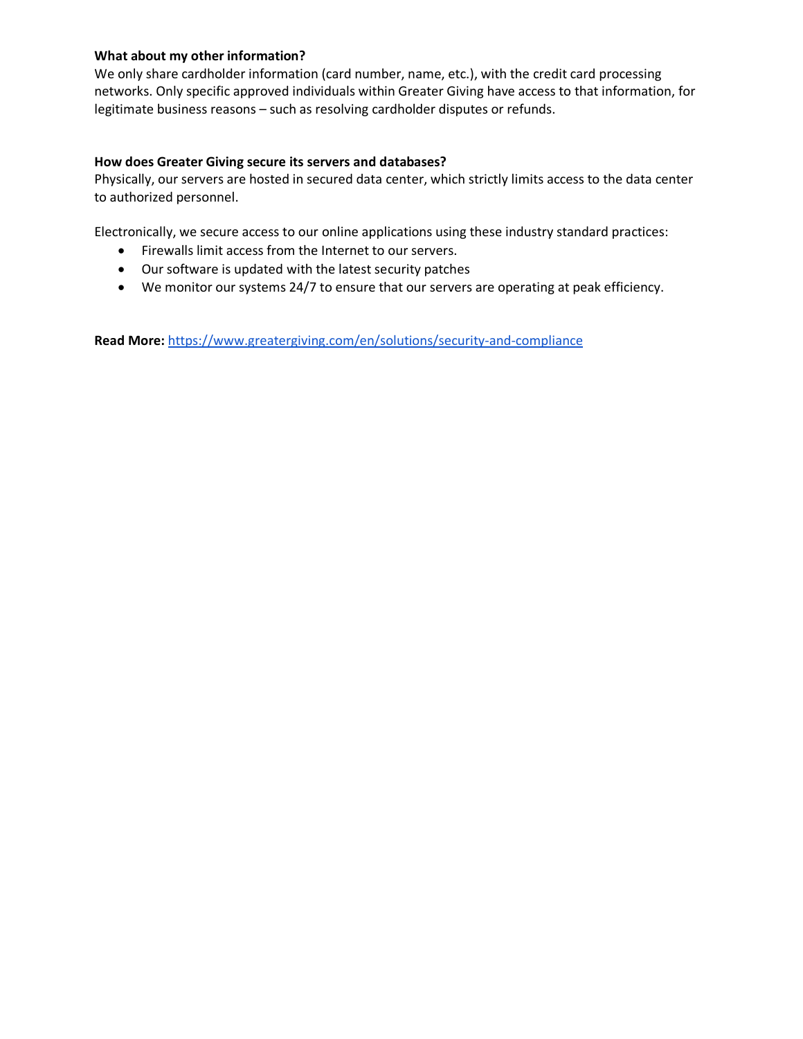**What about my other information?**

We only share cardholder information (card number, name, etc.), with the credit card processing networks. Only specific approved individuals within Greater Giving have access to that information, for legitimate business reasons – such as resolving cardholder disputes or refunds.

**How does Greater Giving secure its servers and databases?**

Physically, our servers are hosted in secured data center, which strictly limits access to the data center to authorized personnel.

Electronically, we secure access to our online applications using these industry standard practices:

- Firewalls limit access from the Internet to our servers.
- Our software is updated with the latest security patches
- We monitor our systems 24/7 to ensure that our servers are operating at peak efficiency.

**Read More:** https://www.greatergiving.com/en/solutions/security-and-compliance